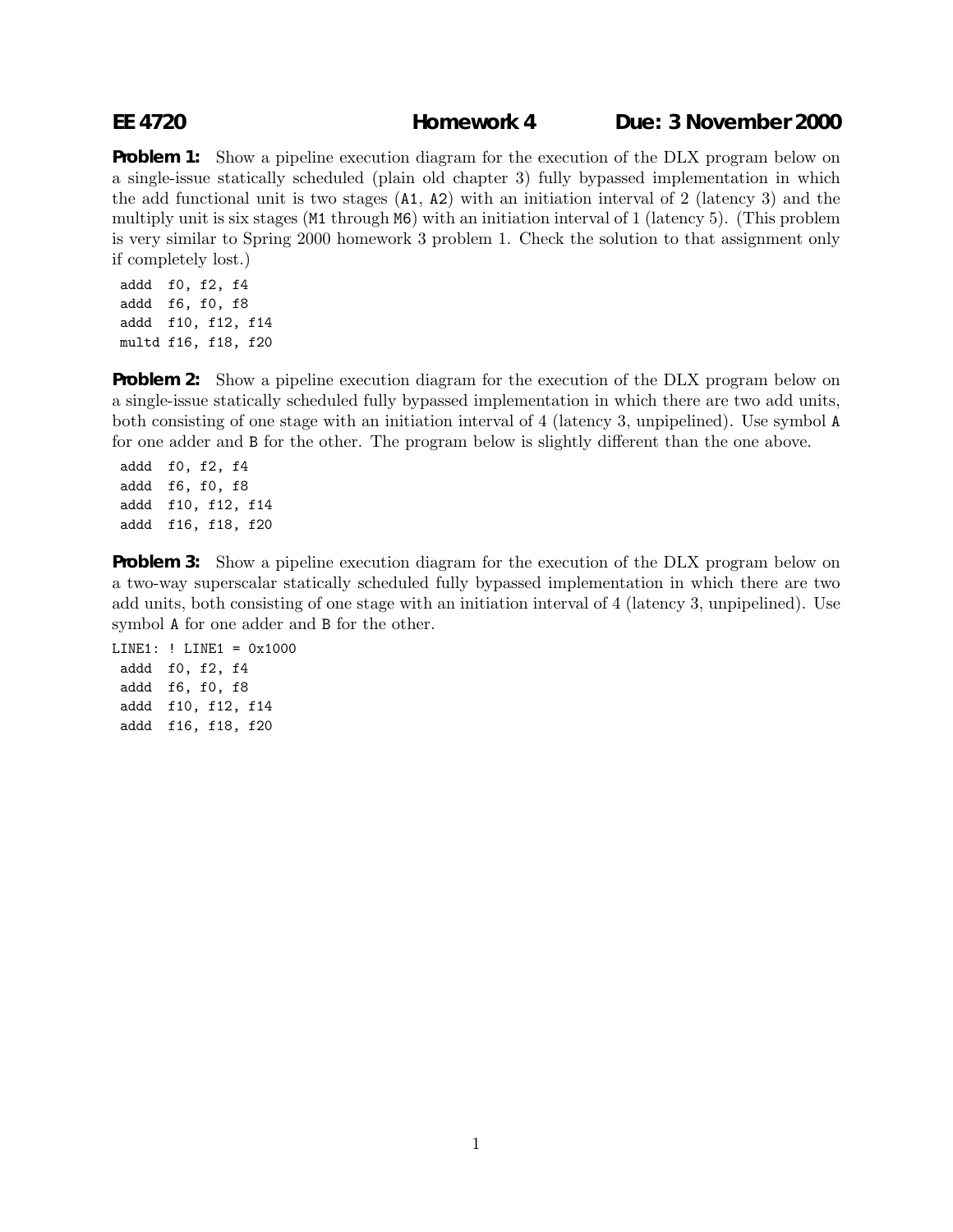# EE 4720 Homework 4 Due: 3 November 2000

**Problem 1:** Show a pipeline execution diagram for the execution of the DLX program below on a single-issue statically scheduled (plain old chapter 3) fully bypassed implementation in which the add functional unit is two stages (A1, A2) with an initiation interval of 2 (latency 3) and the multiply unit is six stages (M1 through M6) with an initiation interval of 1 (latency 5). (This problem is very similar to Spring 2000 homework 3 problem 1. Check the solution to that assignment only if completely lost.)

```
addd  f0, f2, f4
addd  f6, f0, f8
addd  f10, f12, f14
multd f16, f18, f20
```

**Problem 2:** Show a pipeline execution diagram for the execution of the DLX program below on a single-issue statically scheduled fully bypassed implementation in which there are two add units, both consisting of one stage with an initiation interval of 4 (latency 3, unpipelined). Use symbol A for one adder and B for the other. The program below is slightly different than the one above.

```
addd  f0, f2, f4
addd  f6, f0, f8
addd  f10, f12, f14
addd  f16, f18, f20
```

**Problem 3:** Show a pipeline execution diagram for the execution of the DLX program below on a two-way superscalar statically scheduled fully bypassed implementation in which there are two add units, both consisting of one stage with an initiation interval of 4 (latency 3, unpipelined). Use symbol A for one adder and B for the other.

```
LINE1: ! LINE1 = 0x1000
 addd  f0, f2, f4
 addd  f6, f0, f8
 addd  f10, f12, f14
 addd  f16, f18, f20
```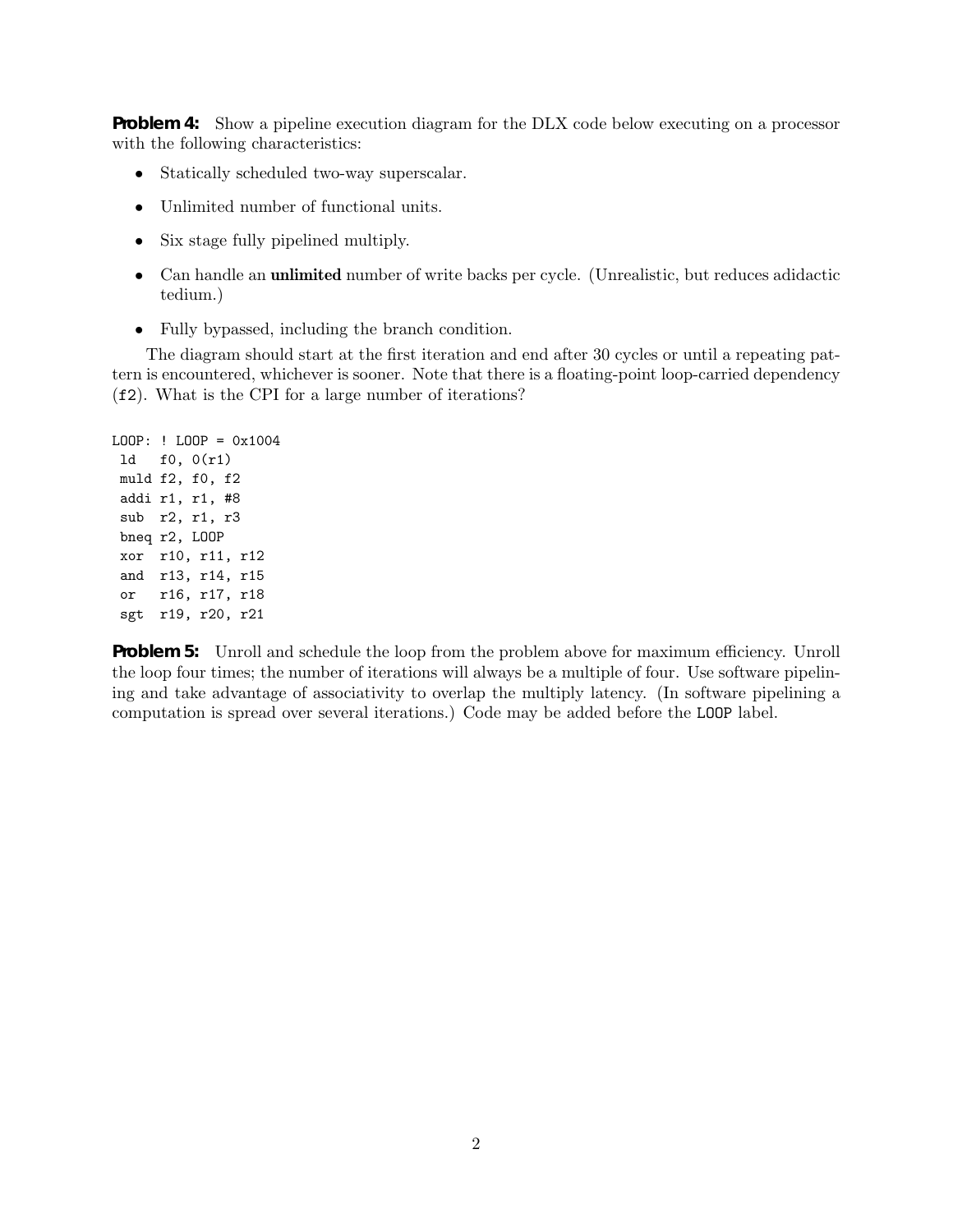**Problem 4:** Show a pipeline execution diagram for the DLX code below executing on a processor with the following characteristics:

- Statically scheduled two-way superscalar.
- Unlimited number of functional units.
- Six stage fully pipelined multiply.
- Can handle an **unlimited** number of write backs per cycle. (Unrealistic, but reduces adidactic tedium.)
- Fully bypassed, including the branch condition.

The diagram should start at the first iteration and end after 30 cycles or until a repeating pattern is encountered, whichever is sooner. Note that there is a floating-point loop-carried dependency (f2). What is the CPI for a large number of iterations?

```
LOOP: ! LOOP = 0x1004
 ld   f0, 0(r1)
 muld f2, f0, f2
 addi r1, r1, #8
 sub  r2, r1, r3
 bneq r2, LOOP
 xor  r10, r11, r12
 and  r13, r14, r15
 or   r16, r17, r18
 sgt  r19, r20, r21
```

**Problem 5:** Unroll and schedule the loop from the problem above for maximum efficiency. Unroll the loop four times; the number of iterations will always be a multiple of four. Use software pipelining and take advantage of associativity to overlap the multiply latency. (In software pipelining a computation is spread over several iterations.) Code may be added before the `LOOP` label.